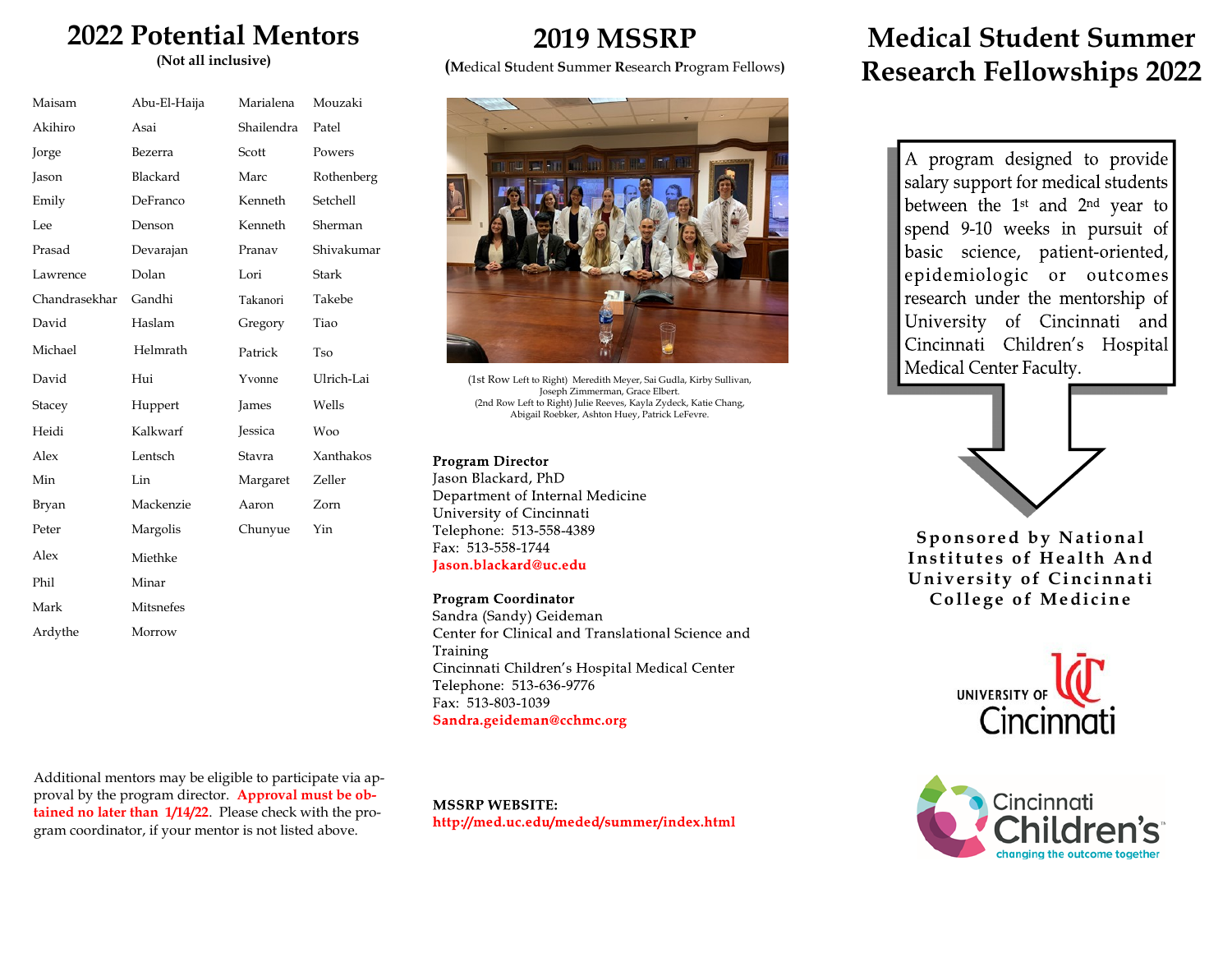# 2022 Potential Mentors

**(Not all inclusive)**

| First Name | Last Name | First Name | Last Name |
|---|---|---|---|
| Maisam | Abu-El-Haija | Marialena | Mouzaki |
| Akihiro | Asai | Shailendra | Patel |
| Jorge | Bezerra | Scott | Powers |
| Jason | Blackard | Marc | Rothenberg |
| Emily | DeFranco | Kenneth | Setchell |
| Lee | Denson | Kenneth | Sherman |
| Prasad | Devarajan | Pranav | Shivakumar |
| Lawrence | Dolan | Lori | Stark |
| Chandrasekhar | Gandhi | Takanori | Takebe |
| David | Haslam | Gregory | Tiao |
| Michael | Helmrath | Patrick | Tso |
| David | Hui | Yvonne | Ulrich-Lai |
| Stacey | Huppert | James | Wells |
| Heidi | Kalkwarf | Jessica | Woo |
| Alex | Lentsch | Stavra | Xanthakos |
| Min | Lin | Margaret | Zeller |
| Bryan | Mackenzie | Aaron | Zorn |
| Peter | Margolis | Chunyue | Yin |
| Alex | Miethke | | |
| Phil | Minar | | |
| Mark | Mitsnefes | | |
| Ardythe | Morrow | | |

Additional mentors may be eligible to participate via approval by the program director. **Approval must be obtained no later than 1/14/22**. Please check with the program coordinator, if your mentor is not listed above.

# 2019 MSSRP

**(Medical Student Summer Research Program Fellows)**

(1st Row Left to Right) Meredith Meyer, Sai Gudla, Kirby Sullivan, Joseph Zimmerman, Grace Elbert.
(2nd Row Left to Right) Julie Reeves, Kayla Zydeck, Katie Chang, Abigail Roebker, Ashton Huey, Patrick LeFevre.

**Program Director**
Jason Blackard, PhD
Department of Internal Medicine
University of Cincinnati
Telephone: 513-558-4389
Fax: 513-558-1744
**Jason.blackard@uc.edu**

**Program Coordinator**
Sandra (Sandy) Geideman
Center for Clinical and Translational Science and Training
Cincinnati Children's Hospital Medical Center
Telephone: 513-636-9776
Fax: 513-803-1039
**Sandra.geideman@cchmc.org**

**MSSRP WEBSITE:**
**http://med.uc.edu/meded/summer/index.html**

# Medical Student Summer Research Fellowships 2022

A program designed to provide salary support for medical students between the 1st and 2nd year to spend 9-10 weeks in pursuit of basic science, patient-oriented, epidemiologic or outcomes research under the mentorship of University of Cincinnati and Cincinnati Children's Hospital Medical Center Faculty.

**Sponsored by National Institutes of Health And University of Cincinnati College of Medicine**

University of Cincinnati

Cincinnati Children's — changing the outcome together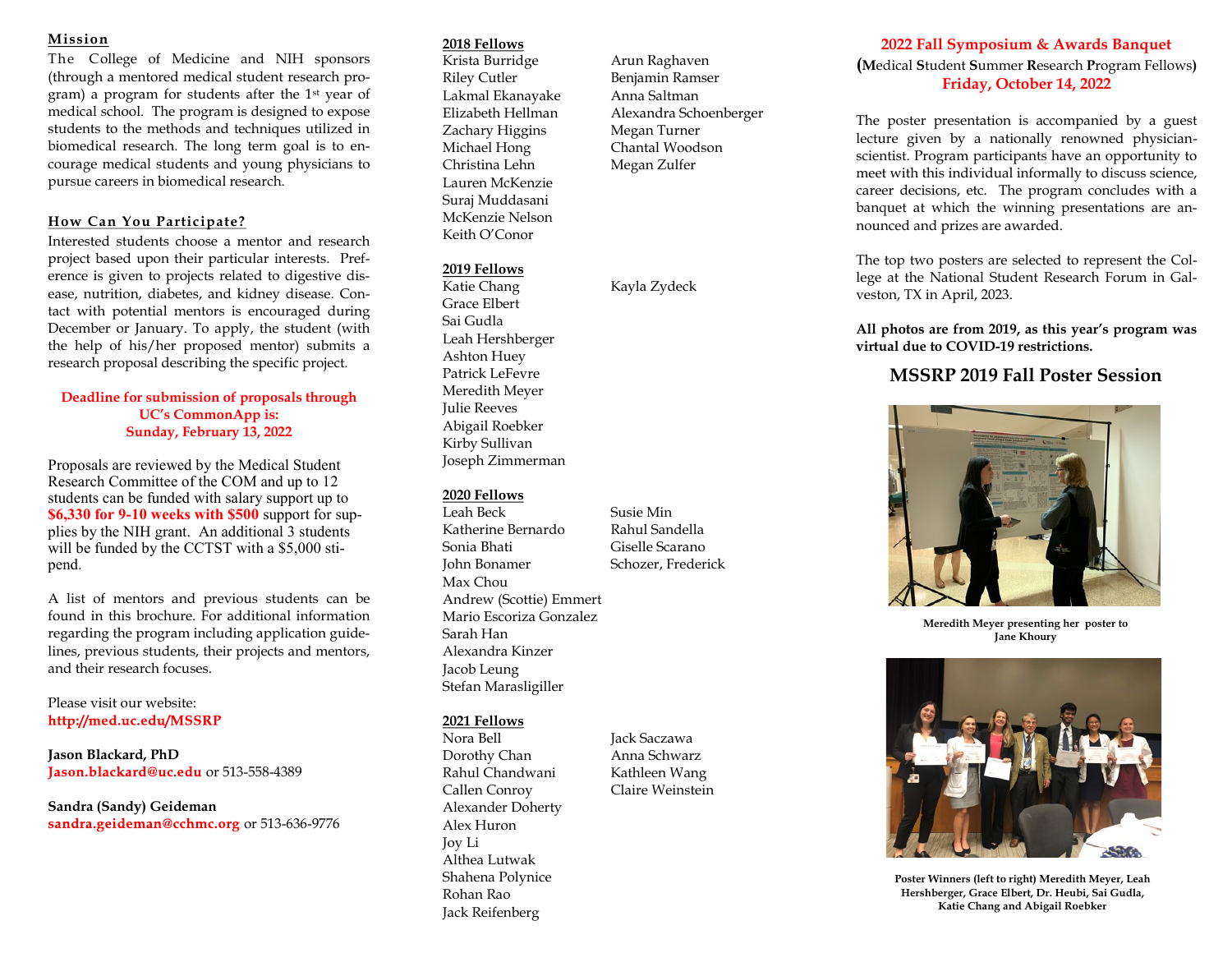## Mission

The College of Medicine and NIH sponsors (through a mentored medical student research program) a program for students after the 1st year of medical school. The program is designed to expose students to the methods and techniques utilized in biomedical research. The long term goal is to encourage medical students and young physicians to pursue careers in biomedical research.

## How Can You Participate?

Interested students choose a mentor and research project based upon their particular interests. Preference is given to projects related to digestive disease, nutrition, diabetes, and kidney disease. Contact with potential mentors is encouraged during December or January. To apply, the student (with the help of his/her proposed mentor) submits a research proposal describing the specific project.

**Deadline for submission of proposals through UC's CommonApp is:**
**Sunday, February 13, 2022**

Proposals are reviewed by the Medical Student Research Committee of the COM and up to 12 students can be funded with salary support up to **$6,330 for 9-10 weeks with $500** support for supplies by the NIH grant. An additional 3 students will be funded by the CCTST with a $5,000 stipend.

A list of mentors and previous students can be found in this brochure. For additional information regarding the program including application guidelines, previous students, their projects and mentors, and their research focuses.

Please visit our website:
**http://med.uc.edu/MSSRP**

**Jason Blackard, PhD**
**Jason.blackard@uc.edu** or 513-558-4389

**Sandra (Sandy) Geideman**
**sandra.geideman@cchmc.org** or 513-636-9776

### 2018 Fellows

Krista Burridge
Riley Cutler
Lakmal Ekanayake
Elizabeth Hellman
Zachary Higgins
Michael Hong
Christina Lehn
Lauren McKenzie
Suraj Muddasani
McKenzie Nelson
Keith O'Conor
Arun Raghaven
Benjamin Ramser
Anna Saltman
Alexandra Schoenberger
Megan Turner
Chantal Woodson
Megan Zulfer

### 2019 Fellows

Katie Chang
Grace Elbert
Sai Gudla
Leah Hershberger
Ashton Huey
Patrick LeFevre
Meredith Meyer
Julie Reeves
Abigail Roebker
Kirby Sullivan
Joseph Zimmerman
Kayla Zydeck

### 2020 Fellows

Leah Beck
Katherine Bernardo
Sonia Bhati
John Bonamer
Max Chou
Andrew (Scottie) Emmert
Mario Escoriza Gonzalez
Sarah Han
Alexandra Kinzer
Jacob Leung
Stefan Marasligiller
Susie Min
Rahul Sandella
Giselle Scarano
Schozer, Frederick

### 2021 Fellows

Nora Bell
Dorothy Chan
Rahul Chandwani
Callen Conroy
Alexander Doherty
Alex Huron
Joy Li
Althea Lutwak
Shahena Polynice
Rohan Rao
Jack Reifenberg
Jack Saczawa
Anna Schwarz
Kathleen Wang
Claire Weinstein

## 2022 Fall Symposium & Awards Banquet

**(Medical Student Summer Research Program Fellows)**
**Friday, October 14, 2022**

The poster presentation is accompanied by a guest lecture given by a nationally renowned physician-scientist. Program participants have an opportunity to meet with this individual informally to discuss science, career decisions, etc. The program concludes with a banquet at which the winning presentations are announced and prizes are awarded.

The top two posters are selected to represent the College at the National Student Research Forum in Galveston, TX in April, 2023.

**All photos are from 2019, as this year's program was virtual due to COVID-19 restrictions.**

## MSSRP 2019 Fall Poster Session

**Meredith Meyer presenting her poster to Jane Khoury**

**Poster Winners (left to right) Meredith Meyer, Leah Hershberger, Grace Elbert, Dr. Heubi, Sai Gudla, Katie Chang and Abigail Roebker**